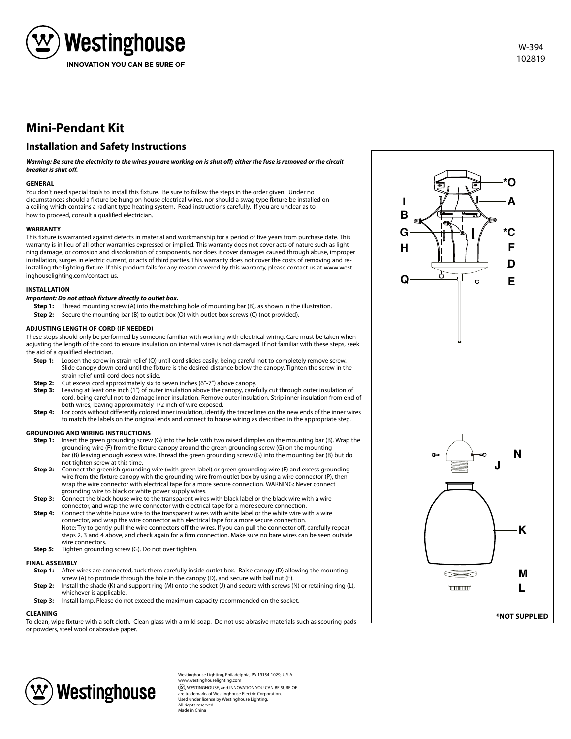Westinghouse
INNOVATION YOU CAN BE SURE OF

W-394
102819

# Mini-Pendant Kit

## Installation and Safety Instructions

***Warning: Be sure the electricity to the wires you are working on is shut off; either the fuse is removed or the circuit breaker is shut off.***

### GENERAL

You don't need special tools to install this fixture. Be sure to follow the steps in the order given. Under no circumstances should a fixture be hung on house electrical wires, nor should a swag type fixture be installed on a ceiling which contains a radiant type heating system. Read instructions carefully. If you are unclear as to how to proceed, consult a qualified electrician.

### WARRANTY

This fixture is warranted against defects in material and workmanship for a period of five years from purchase date. This warranty is in lieu of all other warranties expressed or implied. This warranty does not cover acts of nature such as lightning damage, or corrosion and discoloration of components, nor does it cover damages caused through abuse, improper installation, surges in electric current, or acts of third parties. This warranty does not cover the costs of removing and reinstalling the lighting fixture. If this product fails for any reason covered by this warranty, please contact us at www.westinghouselighting.com/contact-us.

### INSTALLATION

***Important: Do not attach fixture directly to outlet box.***

**Step 1:** Thread mounting screw (A) into the matching hole of mounting bar (B), as shown in the illustration.
**Step 2:** Secure the mounting bar (B) to outlet box (O) with outlet box screws (C) (not provided).

### ADJUSTING LENGTH OF CORD (IF NEEDED)

These steps should only be performed by someone familiar with working with electrical wiring. Care must be taken when adjusting the length of the cord to ensure insulation on internal wires is not damaged. If not familiar with these steps, seek the aid of a qualified electrician.

**Step 1:** Loosen the screw in strain relief (Q) until cord slides easily, being careful not to completely remove screw. Slide canopy down cord until the fixture is the desired distance below the canopy. Tighten the screw in the strain relief until cord does not slide.
**Step 2:** Cut excess cord approximately six to seven inches (6"-7") above canopy.
**Step 3:** Leaving at least one inch (1") of outer insulation above the canopy, carefully cut through outer insulation of cord, being careful not to damage inner insulation. Remove outer insulation. Strip inner insulation from end of both wires, leaving approximately 1/2 inch of wire exposed.
**Step 4:** For cords without differently colored inner insulation, identify the tracer lines on the new ends of the inner wires to match the labels on the original ends and connect to house wiring as described in the appropriate step.

### GROUNDING AND WIRING INSTRUCTIONS

**Step 1:** Insert the green grounding screw (G) into the hole with two raised dimples on the mounting bar (B). Wrap the grounding wire (F) from the fixture canopy around the green grounding screw (G) on the mounting bar (B) leaving enough excess wire. Thread the green grounding screw (G) into the mounting bar (B) but do not tighten screw at this time.
**Step 2:** Connect the greenish grounding wire (with green label) or green grounding wire (F) and excess grounding wire from the fixture canopy with the grounding wire from outlet box by using a wire connector (P), then wrap the wire connector with electrical tape for a more secure connection. WARNING: Never connect grounding wire to black or white power supply wires.
**Step 3:** Connect the black house wire to the transparent wires with black label or the black wire with a wire connector, and wrap the wire connector with electrical tape for a more secure connection.
**Step 4:** Connect the white house wire to the transparent wires with white label or the white wire with a wire connector, and wrap the wire connector with electrical tape for a more secure connection.
Note: Try to gently pull the wire connectors off the wires. If you can pull the connector off, carefully repeat steps 2, 3 and 4 above, and check again for a firm connection. Make sure no bare wires can be seen outside wire connectors.
**Step 5:** Tighten grounding screw (G). Do not over tighten.

### FINAL ASSEMBLY

**Step 1:** After wires are connected, tuck them carefully inside outlet box. Raise canopy (D) allowing the mounting screw (A) to protrude through the hole in the canopy (D), and secure with ball nut (E).
**Step 2:** Install the shade (K) and support ring (M) onto the socket (J) and secure with screws (N) or retaining ring (L), whichever is applicable.
**Step 3:** Install lamp. Please do not exceed the maximum capacity recommended on the socket.

### CLEANING

To clean, wipe fixture with a soft cloth. Clean glass with a mild soap. Do not use abrasive materials such as scouring pads or powders, steel wool or abrasive paper.

*O, I, A, B, G, *C, H, F, D, Q, E, N, J, K, M, L

*NOT SUPPLIED

Westinghouse

Westinghouse Lighting, Philadelphia, PA 19154-1029, U.S.A.
www.westinghouselighting.com
WESTINGHOUSE, and INNOVATION YOU CAN BE SURE OF are trademarks of Westinghouse Electric Corporation.
Used under license by Westinghouse Lighting.
All rights reserved.
Made in China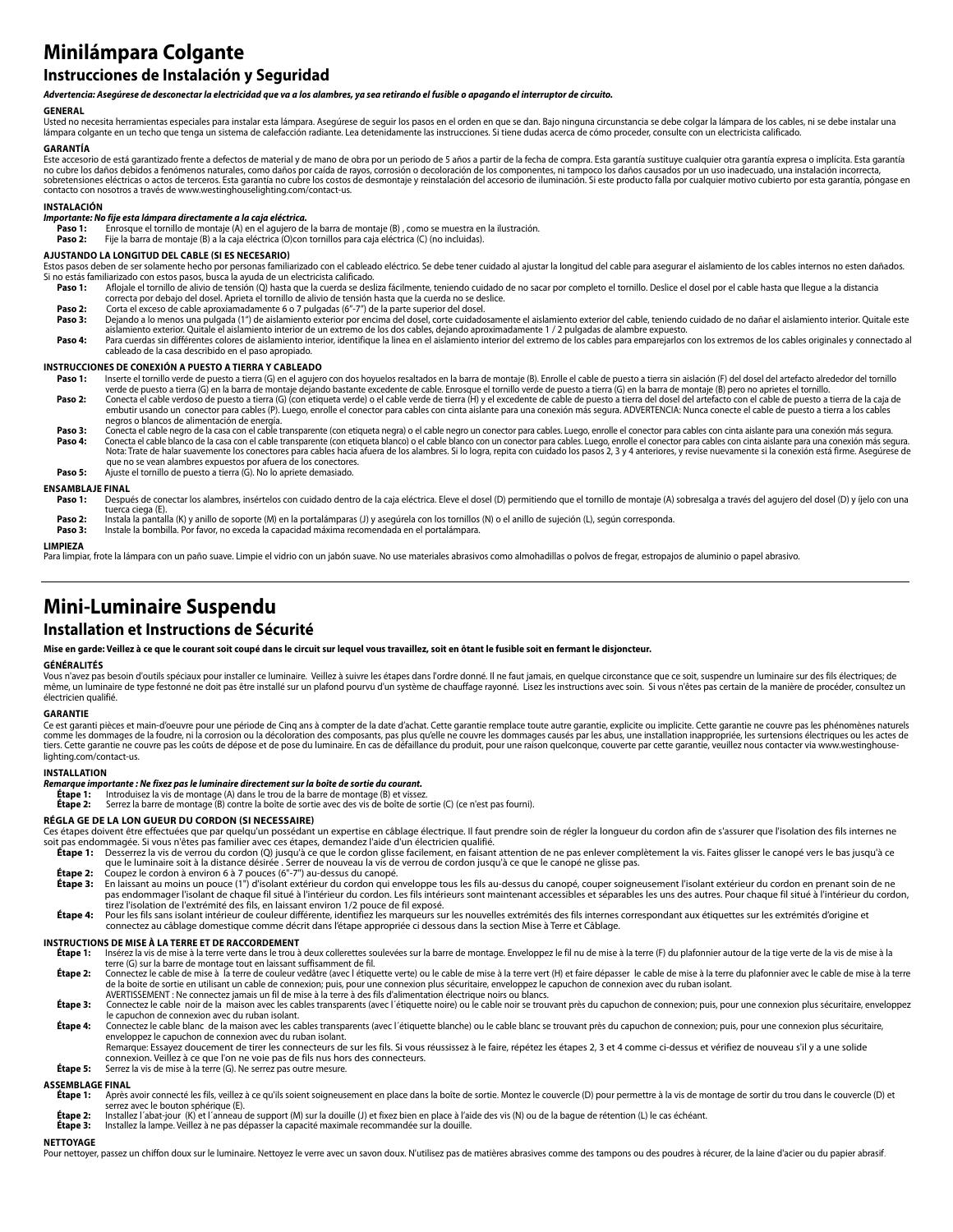# Minilámpara Colgante

## Instrucciones de Instalación y Seguridad

***Advertencia: Asegúrese de desconectar la electricidad que va a los alambres, ya sea retirando el fusible o apagando el interruptor de circuito.***

**GENERAL**

Usted no necesita herramientas especiales para instalar esta lámpara. Asegúrese de seguir los pasos en el orden en que se dan. Bajo ninguna circunstancia se debe colgar la lámpara de los cables, ni se debe instalar una lámpara colgante en un techo que tenga un sistema de calefacción radiante. Lea detenidamente las instrucciones. Si tiene dudas acerca de cómo proceder, consulte con un electricista calificado.

**GARANTÍA**

Este accesorio de está garantizado frente a defectos de material y de mano de obra por un periodo de 5 años a partir de la fecha de compra. Esta garantía sustituye cualquier otra garantía expresa o implícita. Esta garantía no cubre los daños debidos a fenómenos naturales, como daños por caída de rayos, corrosión o decoloración de los componentes, ni tampoco los daños causados por un uso inadecuado, una instalación incorrecta, sobretensiones eléctricas o actos de terceros. Esta garantía no cubre los costos de desmontaje y reinstalación del accesorio de iluminación. Si este producto falla por cualquier motivo cubierto por esta garantía, póngase en contacto con nosotros a través de www.westinghouselighting.com/contact-us.

**INSTALACIÓN**

***Importante: No fije esta lámpara directamente a la caja eléctrica.***

**Paso 1:** Enrosque el tornillo de montaje (A) en el agujero de la barra de montaje (B) , como se muestra en la ilustración.
**Paso 2:** Fije la barra de montaje (B) a la caja eléctrica (O)con tornillos para caja eléctrica (C) (no incluidas).

**AJUSTANDO LA LONGITUD DEL CABLE (SI ES NECESARIO)**

Estos pasos deben de ser solamente hecho por personas familiarizado con el cableado eléctrico. Se debe tener cuidado al ajustar la longitud del cable para asegurar el aislamiento de los cables internos no esten dañados. Si no estás familiarizado con estos pasos, busca la ayuda de un electricista calificado.

**Paso 1:** Afloje el tornillo de alivio de tensión (Q) hasta que la cuerda se desliza fácilmente, teniendo cuidado de no sacar por completo el tornillo. Deslice el dosel por el cable hasta que llegue a la distancia correcta por debajo del dosel. Aprieta el tornillo de alivio de tensión hasta que la cuerda no se deslice.
**Paso 2:** Corta el exceso de cable aproximadamente 6 o 7 pulgadas (6"-7") de la parte superior del dosel.
**Paso 3:** Dejando a lo menos una pulgada (1") de aislamiento exterior por encima del dosel, corte cuidadosamente el aislamiento exterior del cable, teniendo cuidado de no dañar el aislamiento interior. Quitale este aislamiento exterior. Quitale el aislamiento interior de un extremo de los dos cables, dejando aproximadamente 1 / 2 pulgadas de alambre expuesto.
**Paso 4:** Para cuerdas sin différentes colores de aislamiento interior, identifique la linea en el aislamiento interior del extremo de los cables para emparejarlos con los extremos de los cables originales y connectado al cableado de la casa describido en el paso apropiado.

**INSTRUCCIONES DE CONEXIÓN A PUESTO A TIERRA Y CABLEADO**

**Paso 1:** Inserte el tornillo verde de puesto a tierra (G) en el agujero con dos hoyuelos resaltados en la barra de montaje (B). Enrolle el cable de puesto a tierra sin aislación (F) del dosel del artefacto alrededor del tornillo verde de puesto a tierra (G) en la barra de montaje dejando bastante excedente de cable. Enrosque el tornillo verde de puesto a tierra (G) en la barra de montaje (B) pero no aprietes el tornillo.
**Paso 2:** Conecta el cable verdoso de puesto a tierra (G) (con etiqueta verde) o el cable verde de tierra (H) y el excedente de cable de puesto a tierra del dosel del artefacto con el cable de puesto a tierra de la caja de embutir usando un conector para cables (P). Luego, enrolle el conector para cables con cinta aislante para una conexión más segura. ADVERTENCIA: Nunca conecte el cable de puesto a tierra a los cables negros o blancos de alimentación de energía.
**Paso 3:** Conecta el cable negro de la casa con el cable transparente (con etiqueta negra) o el cable negro un conector para cables. Luego, enrolle el conector para cables con cinta aislante para una conexión más segura.
**Paso 4:** Conecta el cable blanco de la casa con el cable transparente (con etiqueta blanco) o el cable blanco con un conector para cables. Luego, enrolle el conector para cables con cinta aislante para una conexión más segura. Nota: Trate de halar suavemente los conectores para cables hacia afuera de los alambres. Si lo logra, repita con cuidado los pasos 2, 3 y 4 anteriores, y revise nuevamente si la conexión está firme. Asegúrese de que no se vean alambres expuestos por afuera de los conectores.
**Paso 5:** Ajuste el tornillo de puesto a tierra (G). No lo apriete demasiado.

**ENSAMBLAJE FINAL**

**Paso 1:** Después de conectar los alambres, insértelos con cuidado dentro de la caja eléctrica. Eleve el dosel (D) permitiendo que el tornillo de montaje (A) sobresalga a través del agujero del dosel (D) y íjelo con una tuerca ciega (E).
**Paso 2:** Instala la pantalla (K) y anillo de soporte (M) en la portalámparas (J) y asegúrela con los tornillos (N) o el anillo de sujeción (L), según corresponda.
**Paso 3:** Instale la bombilla. Por favor, no exceda la capacidad máxima recomendada en el portalámpara.

**LIMPIEZA**

Para limpiar, frote la lámpara con un paño suave. Limpie el vidrio con un jabón suave. No use materiales abrasivos como almohadillas o polvos de fregar, estropajos de aluminio o papel abrasivo.

# Mini-Luminaire Suspendu

## Installation et Instructions de Sécurité

**Mise en garde: Veillez à ce que le courant soit coupé dans le circuit sur lequel vous travaillez, soit en ôtant le fusible soit en fermant le disjoncteur.**

**GÉNÉRALITÉS**

Vous n'avez pas besoin d'outils spéciaux pour installer ce luminaire. Veillez à suivre les étapes dans l'ordre donné. Il ne faut jamais, en quelque circonstance que ce soit, suspendre un luminaire sur des fils électriques; de même, un luminaire de type festonné ne doit pas être installé sur un plafond pourvu d'un système de chauffage rayonné. Lisez les instructions avec soin. Si vous n'êtes pas certain de la manière de procéder, consultez un électricien qualifié.

**GARANTIE**

Ce est garanti pièces et main-d'oeuvre pour une période de Cinq ans à compter de la date d'achat. Cette garantie remplace toute autre garantie, explicite ou implicite. Cette garantie ne couvre pas les phénomènes naturels comme les dommages de la foudre, ni la corrosion ou la décoloration des composants, pas plus qu'elle ne couvre les dommages causés par les abus, une installation inappropriée, les surtensions électriques ou les actes de tiers. Cette garantie ne couvre pas les coûts de dépose et de pose du luminaire. En cas de défaillance du produit, pour une raison quelconque, couverte par cette garantie, veuillez nous contacter via www.westinghouse-lighting.com/contact-us.

**INSTALLATION**

***Remarque importante : Ne fixez pas le luminaire directement sur la boîte de sortie du courant.***

**Étape 1:** Introduisez la vis de montage (A) dans le trou de la barre de montage (B) et vissez.
**Étape 2:** Serrez la barre de montage (B) contre la boîte de sortie avec des vis de boîte de sortie (C) (ce n'est pas fourni).

**RÉGLA GE DE LA LON GUEUR DU CORDON (SI NECESSAIRE)**

Ces étapes doivent être effectuées que par quelqu'un possédant un expertise en câblage électrique. Il faut prendre soin de régler la longueur du cordon afin de s'assurer que l'isolation des fils internes ne soit pas endommagée. Si vous n'êtes pas familier avec ces étapes, demandez l'aide d'un électricien qualifié.

**Étape 1:** Desserrez la vis de verrou du cordon (Q) jusqu'à ce que le cordon glisse facilement, en faisant attention de ne pas enlever complètement la vis. Faites glisser le canopé vers le bas jusqu'à ce que le luminaire soit à la distance désirée . Serrer de nouveau la vis de verrou de cordon jusqu'à ce que le canopé ne glisse pas.
**Étape 2:** Coupez le cordon à environ 6 à 7 pouces (6"-7") au-dessus du canopé.
**Étape 3:** En laissant au moins un pouce (1") d'isolant extérieur du cordon qui enveloppe tous les fils au-dessus du canopé, couper soigneusement l'isolant extérieur du cordon en prenant soin de ne pas endommager l'isolant de chaque fil situé à l'intérieur du cordon. Les fils intérieurs sont maintenant accessibles et séparables les uns des autres. Pour chaque fil situé à l'intérieur du cordon, tirez l'isolation de l'extrémité des fils, en laissant environ 1/2 pouce de fil exposé.
**Étape 4:** Pour les fils sans isolant intérieur de couleur différente, identifiez les marqueurs sur les nouvelles extrémités des fils internes correspondant aux étiquettes sur les extrémités d'origine et connectez au câblage domestique comme décrit dans l'étape appropriée ci dessous dans la section Mise à Terre et Câblage.

**INSTRUCTIONS DE MISE À LA TERRE ET DE RACCORDEMENT**

**Étape 1:** Insérez la vis de mise à la terre verte dans le trou à deux collerettes soulevées sur la barre de montage. Enveloppez le fil nu de mise à la terre (F) du plafonnier autour de la tige verte de la vis de mise à la terre (G) sur la barre de montage tout en laissant suffisamment de fil.
**Étape 2:** Connectez le cable de mise à la terre de couleur vedâtre (avec l étiquette verte) ou le cable de mise à la terre vert (H) et faire dépasser le cable de mise à la terre du plafonnier avec le cable de mise à la terre de la boite de sortie en utilisant un cable de connexion; puis, pour une connexion plus sécuritaire, enveloppez le capuchon de connexion avec du ruban isolant.
AVERTISSEMENT : Ne connectez jamais un fil de mise à la terre à des fils d'alimentation électrique noirs ou blancs.
**Étape 3:** Connectez le cable noir de la maison avec les cables transparents (avec l´étiquette noire) ou le cable noir se trouvant près du capuchon de connexion; puis, pour une connexion plus sécuritaire, enveloppez le capuchon de connexion avec du ruban isolant.
**Étape 4:** Connectez le cable blanc de la maison avec les cables transparents (avec l´étiquette blanche) ou le cable blanc se trouvant près du capuchon de connexion; puis, pour une connexion plus sécuritaire, enveloppez le capuchon de connexion avec du ruban isolant.
Remarque: Essayez doucement de tirer les connecteurs de sur les fils. Si vous réussissez à le faire, répétez les étapes 2, 3 et 4 comme ci-dessus et vérifiez de nouveau s'il y a une solide connexion. Veillez à ce que l'on ne voie pas de fils nus hors des connecteurs.
**Étape 5:** Serrez la vis de mise à la terre (G). Ne serrez pas outre mesure.

**ASSEMBLAGE FINAL**

**Étape 1:** Après avoir connecté les fils, veillez à ce qu'ils soient soigneusement en place dans la boîte de sortie. Montez le couvercle (D) pour permettre à la vis de montage de sortir du trou dans le couvercle (D) et serrez avec le bouton sphérique (E).
**Étape 2:** Installez l´abat-jour (K) et l´anneau de support (M) sur la douille (J) et fixez bien en place à l'aide des vis (N) ou de la bague de rétention (L) le cas échéant.
**Étape 3:** Installez la lampe. Veillez à ne pas dépasser la capacité maximale recommandée sur la douille.

**NETTOYAGE**

Pour nettoyer, passez un chiffon doux sur le luminaire. Nettoyez le verre avec un savon doux. N'utilisez pas de matières abrasives comme des tampons ou des poudres à récurer, de la laine d'acier ou du papier abrasif.